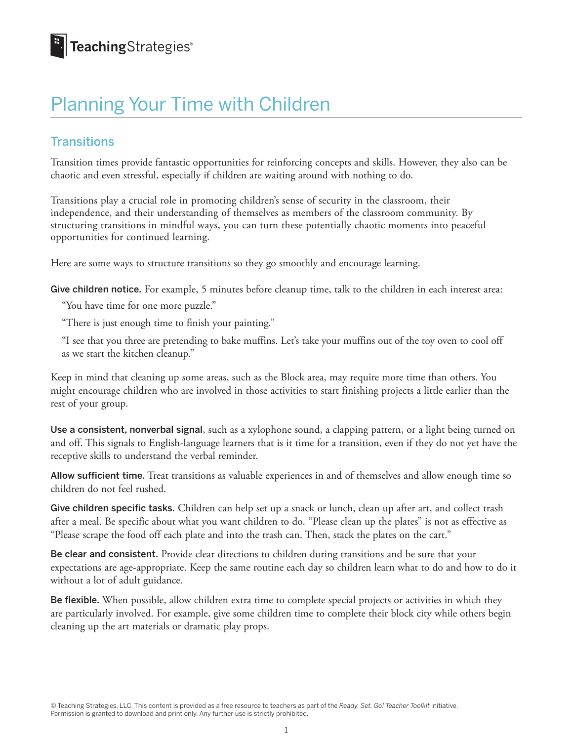TeachingStrategies®

# Planning Your Time with Children

## Transitions

Transition times provide fantastic opportunities for reinforcing concepts and skills. However, they also can be chaotic and even stressful, especially if children are waiting around with nothing to do.

Transitions play a crucial role in promoting children's sense of security in the classroom, their independence, and their understanding of themselves as members of the classroom community. By structuring transitions in mindful ways, you can turn these potentially chaotic moments into peaceful opportunities for continued learning.

Here are some ways to structure transitions so they go smoothly and encourage learning.

**Give children notice.** For example, 5 minutes before cleanup time, talk to the children in each interest area:

"You have time for one more puzzle."

"There is just enough time to finish your painting."

"I see that you three are pretending to bake muffins. Let's take your muffins out of the toy oven to cool off as we start the kitchen cleanup."

Keep in mind that cleaning up some areas, such as the Block area, may require more time than others. You might encourage children who are involved in those activities to start finishing projects a little earlier than the rest of your group.

**Use a consistent, nonverbal signal**, such as a xylophone sound, a clapping pattern, or a light being turned on and off. This signals to English-language learners that is it time for a transition, even if they do not yet have the receptive skills to understand the verbal reminder.

**Allow sufficient time.** Treat transitions as valuable experiences in and of themselves and allow enough time so children do not feel rushed.

**Give children specific tasks.** Children can help set up a snack or lunch, clean up after art, and collect trash after a meal. Be specific about what you want children to do. "Please clean up the plates" is not as effective as "Please scrape the food off each plate and into the trash can. Then, stack the plates on the cart."

**Be clear and consistent.** Provide clear directions to children during transitions and be sure that your expectations are age-appropriate. Keep the same routine each day so children learn what to do and how to do it without a lot of adult guidance.

**Be flexible.** When possible, allow children extra time to complete special projects or activities in which they are particularly involved. For example, give some children time to complete their block city while others begin cleaning up the art materials or dramatic play props.

© Teaching Strategies, LLC. This content is provided as a free resource to teachers as part of the *Ready. Set. Go! Teacher Toolkit* initiative. Permission is granted to download and print only. Any further use is strictly prohibited.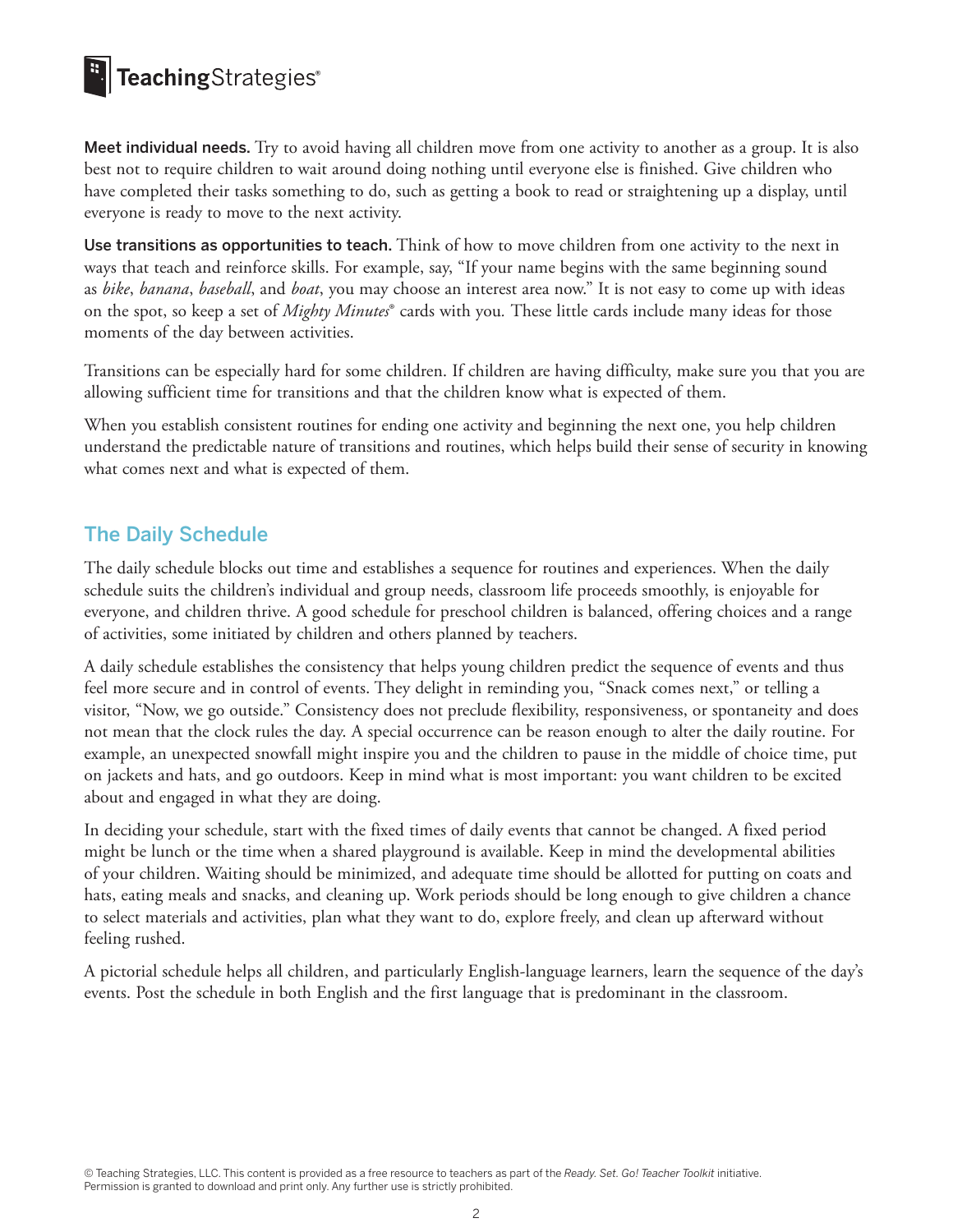**Meet individual needs.** Try to avoid having all children move from one activity to another as a group. It is also best not to require children to wait around doing nothing until everyone else is finished. Give children who have completed their tasks something to do, such as getting a book to read or straightening up a display, until everyone is ready to move to the next activity.

**Use transitions as opportunities to teach.** Think of how to move children from one activity to the next in ways that teach and reinforce skills. For example, say, "If your name begins with the same beginning sound as *bike*, *banana*, *baseball*, and *boat*, you may choose an interest area now." It is not easy to come up with ideas on the spot, so keep a set of *Mighty Minutes*® cards with you. These little cards include many ideas for those moments of the day between activities.

Transitions can be especially hard for some children. If children are having difficulty, make sure you that you are allowing sufficient time for transitions and that the children know what is expected of them.

When you establish consistent routines for ending one activity and beginning the next one, you help children understand the predictable nature of transitions and routines, which helps build their sense of security in knowing what comes next and what is expected of them.

## The Daily Schedule

The daily schedule blocks out time and establishes a sequence for routines and experiences. When the daily schedule suits the children's individual and group needs, classroom life proceeds smoothly, is enjoyable for everyone, and children thrive. A good schedule for preschool children is balanced, offering choices and a range of activities, some initiated by children and others planned by teachers.

A daily schedule establishes the consistency that helps young children predict the sequence of events and thus feel more secure and in control of events. They delight in reminding you, "Snack comes next," or telling a visitor, "Now, we go outside." Consistency does not preclude flexibility, responsiveness, or spontaneity and does not mean that the clock rules the day. A special occurrence can be reason enough to alter the daily routine. For example, an unexpected snowfall might inspire you and the children to pause in the middle of choice time, put on jackets and hats, and go outdoors. Keep in mind what is most important: you want children to be excited about and engaged in what they are doing.

In deciding your schedule, start with the fixed times of daily events that cannot be changed. A fixed period might be lunch or the time when a shared playground is available. Keep in mind the developmental abilities of your children. Waiting should be minimized, and adequate time should be allotted for putting on coats and hats, eating meals and snacks, and cleaning up. Work periods should be long enough to give children a chance to select materials and activities, plan what they want to do, explore freely, and clean up afterward without feeling rushed.

A pictorial schedule helps all children, and particularly English-language learners, learn the sequence of the day's events. Post the schedule in both English and the first language that is predominant in the classroom.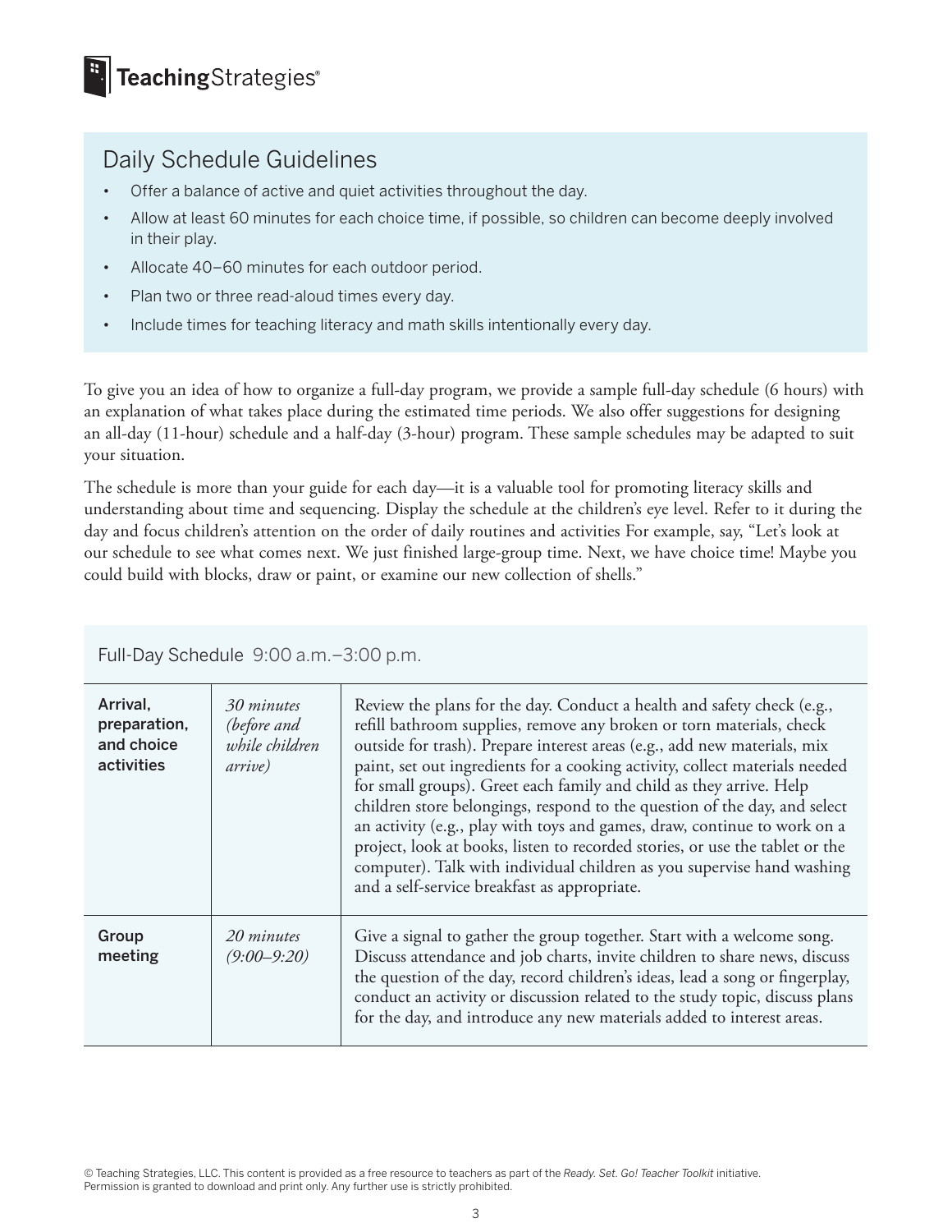## Daily Schedule Guidelines

- Offer a balance of active and quiet activities throughout the day.
- Allow at least 60 minutes for each choice time, if possible, so children can become deeply involved in their play.
- Allocate 40–60 minutes for each outdoor period.
- Plan two or three read-aloud times every day.
- Include times for teaching literacy and math skills intentionally every day.

To give you an idea of how to organize a full-day program, we provide a sample full-day schedule (6 hours) with an explanation of what takes place during the estimated time periods. We also offer suggestions for designing an all-day (11-hour) schedule and a half-day (3-hour) program. These sample schedules may be adapted to suit your situation.

The schedule is more than your guide for each day—it is a valuable tool for promoting literacy skills and understanding about time and sequencing. Display the schedule at the children's eye level. Refer to it during the day and focus children's attention on the order of daily routines and activities For example, say, "Let's look at our schedule to see what comes next. We just finished large-group time. Next, we have choice time! Maybe you could build with blocks, draw or paint, or examine our new collection of shells."

| Full-Day Schedule 9:00 a.m.–3:00 p.m. | | |
|---|---|---|
| **Arrival, preparation, and choice activities** | *30 minutes (before and while children arrive)* | Review the plans for the day. Conduct a health and safety check (e.g., refill bathroom supplies, remove any broken or torn materials, check outside for trash). Prepare interest areas (e.g., add new materials, mix paint, set out ingredients for a cooking activity, collect materials needed for small groups). Greet each family and child as they arrive. Help children store belongings, respond to the question of the day, and select an activity (e.g., play with toys and games, draw, continue to work on a project, look at books, listen to recorded stories, or use the tablet or the computer). Talk with individual children as you supervise hand washing and a self-service breakfast as appropriate. |
| **Group meeting** | *20 minutes (9:00–9:20)* | Give a signal to gather the group together. Start with a welcome song. Discuss attendance and job charts, invite children to share news, discuss the question of the day, record children's ideas, lead a song or fingerplay, conduct an activity or discussion related to the study topic, discuss plans for the day, and introduce any new materials added to interest areas. |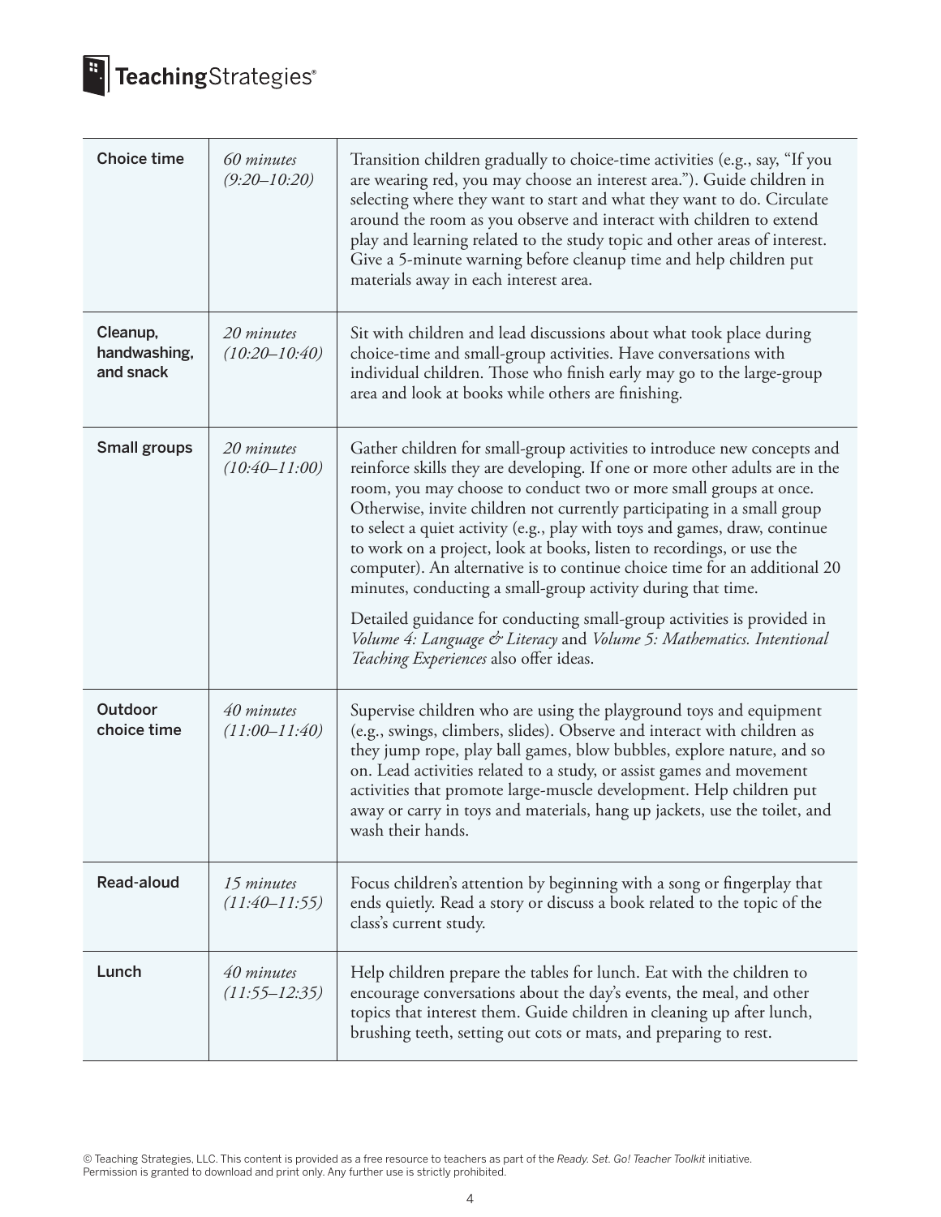| | | |
|---|---|---|
| Choice time | *60 minutes (9:20–10:20)* | Transition children gradually to choice-time activities (e.g., say, "If you are wearing red, you may choose an interest area."). Guide children in selecting where they want to start and what they want to do. Circulate around the room as you observe and interact with children to extend play and learning related to the study topic and other areas of interest. Give a 5-minute warning before cleanup time and help children put materials away in each interest area. |
| Cleanup, handwashing, and snack | *20 minutes (10:20–10:40)* | Sit with children and lead discussions about what took place during choice-time and small-group activities. Have conversations with individual children. Those who finish early may go to the large-group area and look at books while others are finishing. |
| Small groups | *20 minutes (10:40–11:00)* | Gather children for small-group activities to introduce new concepts and reinforce skills they are developing. If one or more other adults are in the room, you may choose to conduct two or more small groups at once. Otherwise, invite children not currently participating in a small group to select a quiet activity (e.g., play with toys and games, draw, continue to work on a project, look at books, listen to recordings, or use the computer). An alternative is to continue choice time for an additional 20 minutes, conducting a small-group activity during that time.<br><br>Detailed guidance for conducting small-group activities is provided in *Volume 4: Language & Literacy* and *Volume 5: Mathematics. Intentional Teaching Experiences* also offer ideas. |
| Outdoor choice time | *40 minutes (11:00–11:40)* | Supervise children who are using the playground toys and equipment (e.g., swings, climbers, slides). Observe and interact with children as they jump rope, play ball games, blow bubbles, explore nature, and so on. Lead activities related to a study, or assist games and movement activities that promote large-muscle development. Help children put away or carry in toys and materials, hang up jackets, use the toilet, and wash their hands. |
| Read-aloud | *15 minutes (11:40–11:55)* | Focus children's attention by beginning with a song or fingerplay that ends quietly. Read a story or discuss a book related to the topic of the class's current study. |
| Lunch | *40 minutes (11:55–12:35)* | Help children prepare the tables for lunch. Eat with the children to encourage conversations about the day's events, the meal, and other topics that interest them. Guide children in cleaning up after lunch, brushing teeth, setting out cots or mats, and preparing to rest. |

© Teaching Strategies, LLC. This content is provided as a free resource to teachers as part of the *Ready. Set. Go! Teacher Toolkit* initiative. Permission is granted to download and print only. Any further use is strictly prohibited.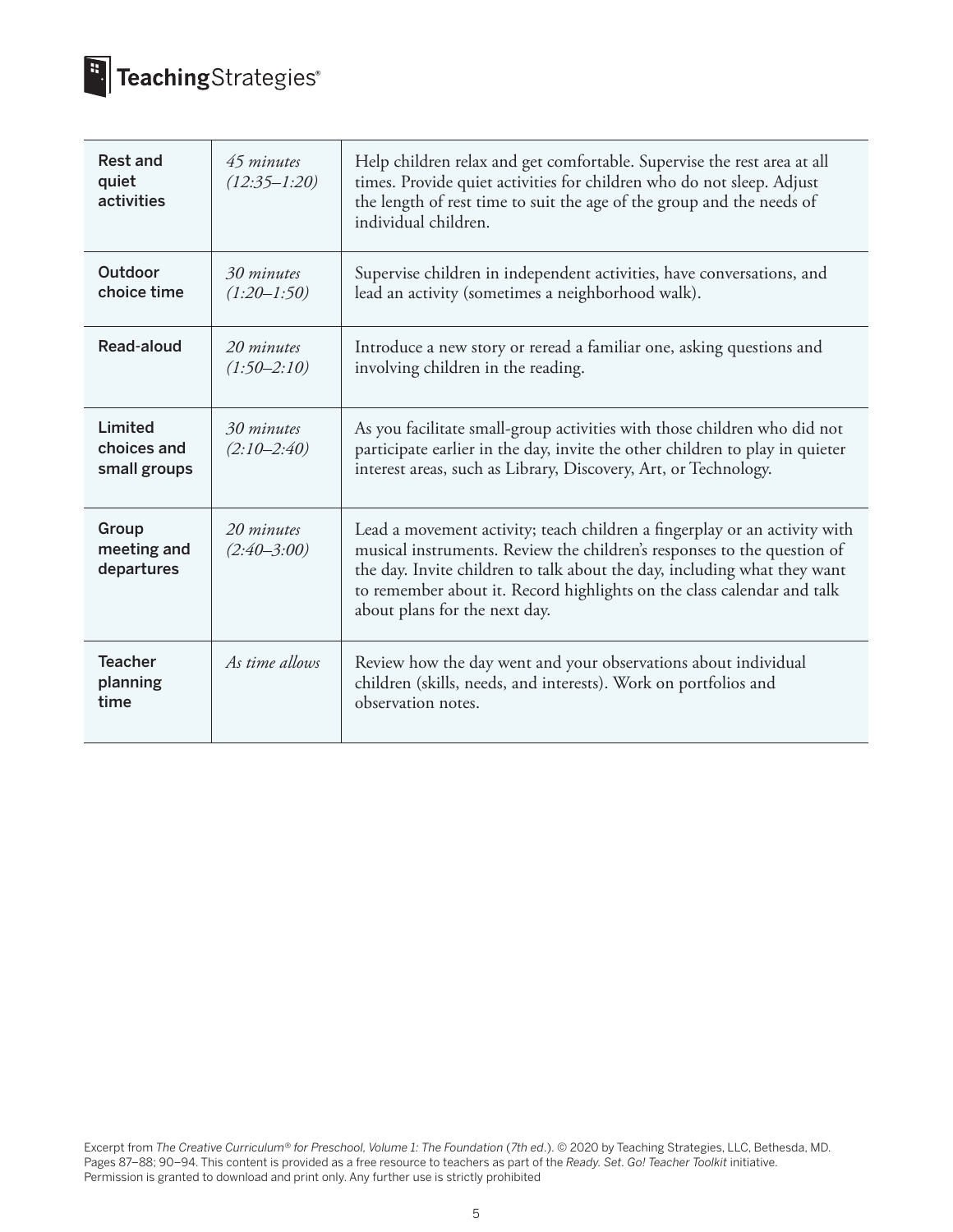| | | |
|---|---|---|
| Rest and quiet activities | *45 minutes (12:35–1:20)* | Help children relax and get comfortable. Supervise the rest area at all times. Provide quiet activities for children who do not sleep. Adjust the length of rest time to suit the age of the group and the needs of individual children. |
| Outdoor choice time | *30 minutes (1:20–1:50)* | Supervise children in independent activities, have conversations, and lead an activity (sometimes a neighborhood walk). |
| Read-aloud | *20 minutes (1:50–2:10)* | Introduce a new story or reread a familiar one, asking questions and involving children in the reading. |
| Limited choices and small groups | *30 minutes (2:10–2:40)* | As you facilitate small-group activities with those children who did not participate earlier in the day, invite the other children to play in quieter interest areas, such as Library, Discovery, Art, or Technology. |
| Group meeting and departures | *20 minutes (2:40–3:00)* | Lead a movement activity; teach children a fingerplay or an activity with musical instruments. Review the children's responses to the question of the day. Invite children to talk about the day, including what they want to remember about it. Record highlights on the class calendar and talk about plans for the next day. |
| Teacher planning time | *As time allows* | Review how the day went and your observations about individual children (skills, needs, and interests). Work on portfolios and observation notes. |

Excerpt from *The Creative Curriculum® for Preschool, Volume 1: The Foundation* (*7th ed*.). © 2020 by Teaching Strategies, LLC, Bethesda, MD. Pages 87–88; 90–94. This content is provided as a free resource to teachers as part of the *Ready. Set. Go! Teacher Toolkit* initiative. Permission is granted to download and print only. Any further use is strictly prohibited